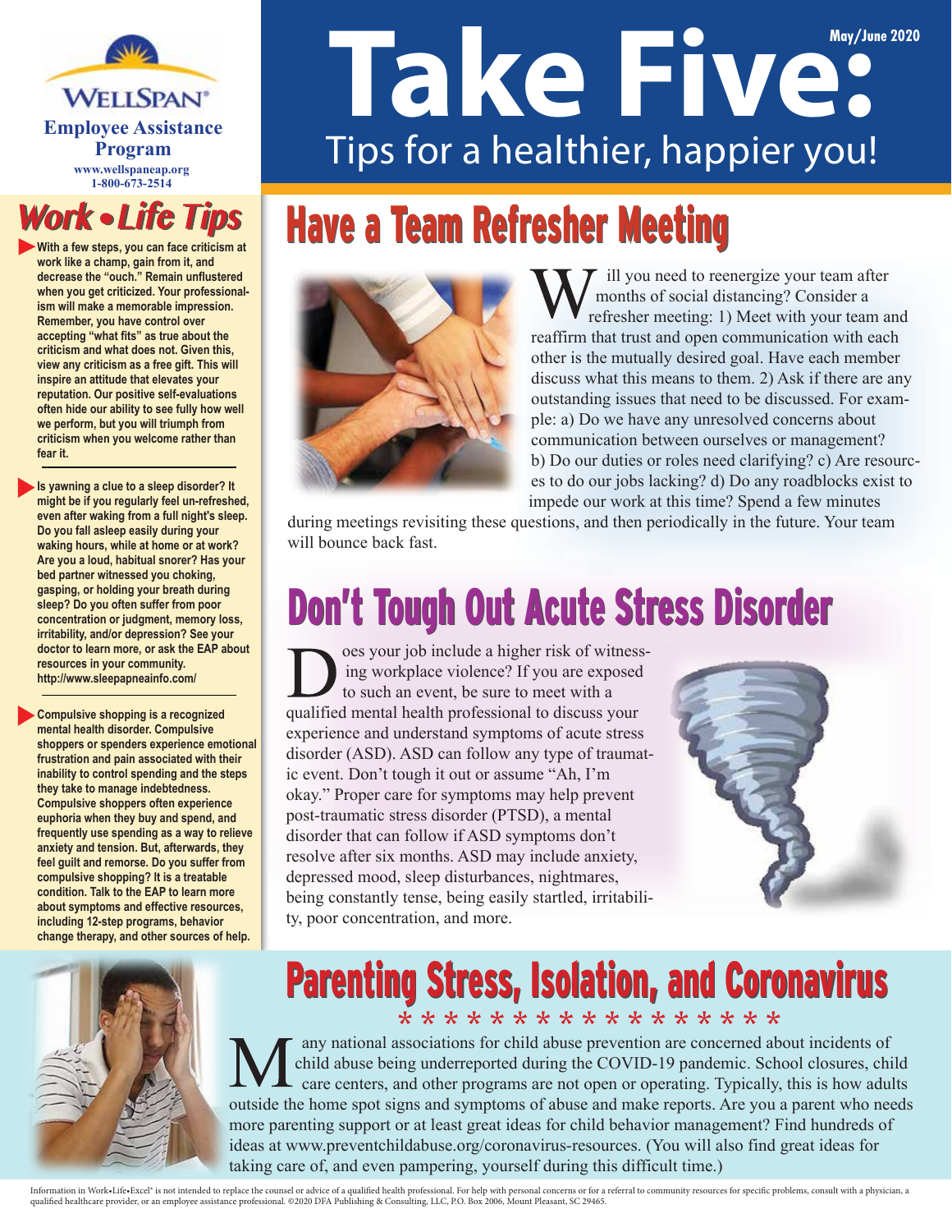WELLSPAN®
**Employee Assistance Program**
www.wellspaneap.org
1-800-673-2514

May/June 2020

# Take Five:
## Tips for a healthier, happier you!

## Work • Life Tips

- **With a few steps, you can face criticism at work like a champ, gain from it, and decrease the "ouch." Remain unflustered when you get criticized. Your professionalism will make a memorable impression. Remember, you have control over accepting "what fits" as true about the criticism and what does not. Given this, view any criticism as a free gift. This will inspire an attitude that elevates your reputation. Our positive self-evaluations often hide our ability to see fully how well we perform, but you will triumph from criticism when you welcome rather than fear it.**

- **Is yawning a clue to a sleep disorder? It might be if you regularly feel un-refreshed, even after waking from a full night's sleep. Do you fall asleep easily during your waking hours, while at home or at work? Are you a loud, habitual snorer? Has your bed partner witnessed you choking, gasping, or holding your breath during sleep? Do you often suffer from poor concentration or judgment, memory loss, irritability, and/or depression? See your doctor to learn more, or ask the EAP about resources in your community. http://www.sleepapneainfo.com/**

- **Compulsive shopping is a recognized mental health disorder. Compulsive shoppers or spenders experience emotional frustration and pain associated with their inability to control spending and the steps they take to manage indebtedness. Compulsive shoppers often experience euphoria when they buy and spend, and frequently use spending as a way to relieve anxiety and tension. But, afterwards, they feel guilt and remorse. Do you suffer from compulsive shopping? It is a treatable condition. Talk to the EAP to learn more about symptoms and effective resources, including 12-step programs, behavior change therapy, and other sources of help.**

## Have a Team Refresher Meeting

Will you need to reenergize your team after months of social distancing? Consider a refresher meeting: 1) Meet with your team and reaffirm that trust and open communication with each other is the mutually desired goal. Have each member discuss what this means to them. 2) Ask if there are any outstanding issues that need to be discussed. For example: a) Do we have any unresolved concerns about communication between ourselves or management? b) Do our duties or roles need clarifying? c) Are resources to do our jobs lacking? d) Do any roadblocks exist to impede our work at this time? Spend a few minutes during meetings revisiting these questions, and then periodically in the future. Your team will bounce back fast.

## Don't Tough Out Acute Stress Disorder

Does your job include a higher risk of witnessing workplace violence? If you are exposed to such an event, be sure to meet with a qualified mental health professional to discuss your experience and understand symptoms of acute stress disorder (ASD). ASD can follow any type of traumatic event. Don't tough it out or assume "Ah, I'm okay." Proper care for symptoms may help prevent post-traumatic stress disorder (PTSD), a mental disorder that can follow if ASD symptoms don't resolve after six months. ASD may include anxiety, depressed mood, sleep disturbances, nightmares, being constantly tense, being easily startled, irritability, poor concentration, and more.

## Parenting Stress, Isolation, and Coronavirus

Many national associations for child abuse prevention are concerned about incidents of child abuse being underreported during the COVID-19 pandemic. School closures, child care centers, and other programs are not open or operating. Typically, this is how adults outside the home spot signs and symptoms of abuse and make reports. Are you a parent who needs more parenting support or at least great ideas for child behavior management? Find hundreds of ideas at www.preventchildabuse.org/coronavirus-resources. (You will also find great ideas for taking care of, and even pampering, yourself during this difficult time.)

Information in Work•Life•Excel® is not intended to replace the counsel or advice of a qualified health professional. For help with personal concerns or for a referral to community resources for specific problems, consult with a physician, a qualified healthcare provider, or an employee assistance professional. ©2020 DFA Publishing & Consulting, LLC, P.O. Box 2006, Mount Pleasant, SC 29465.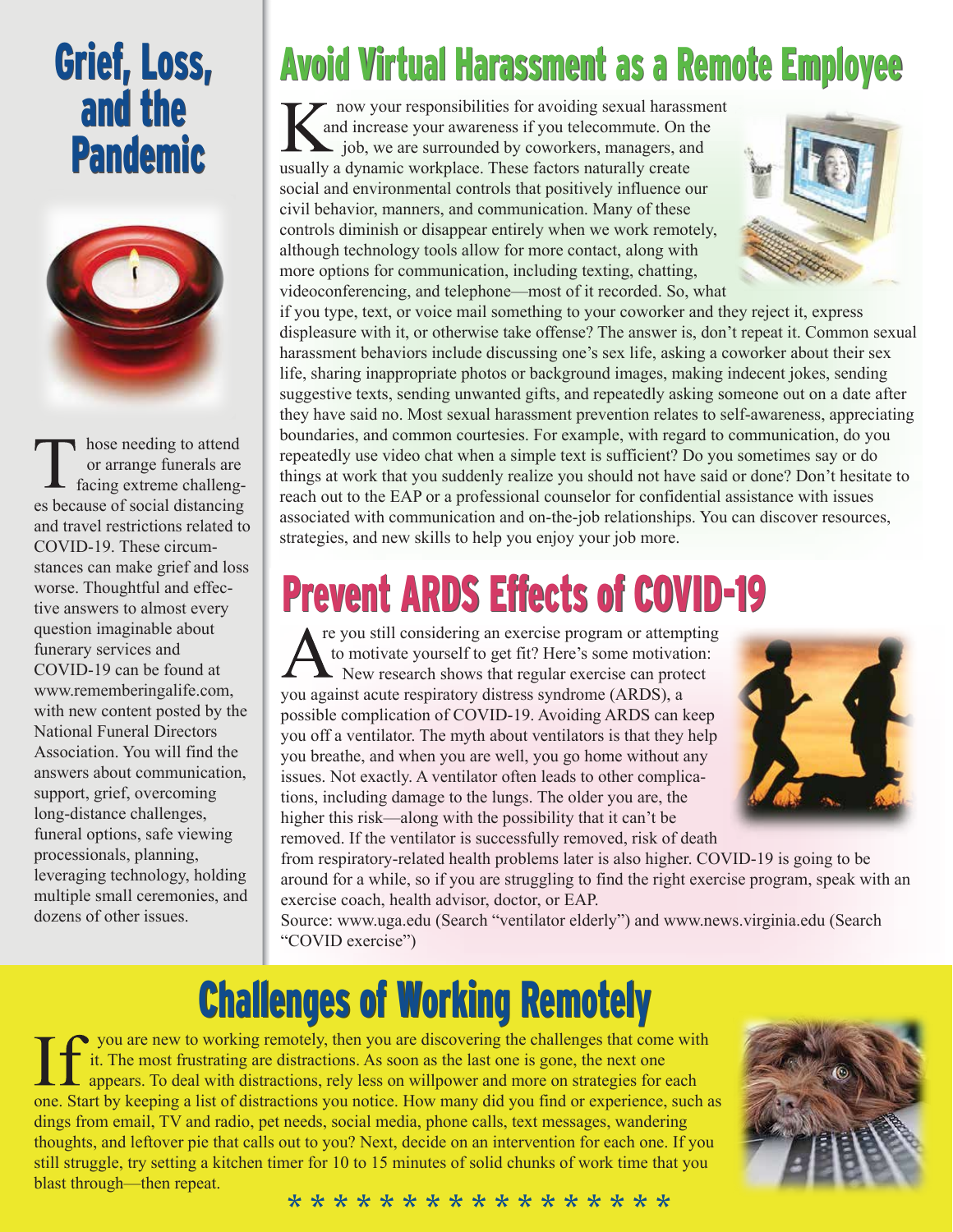## Grief, Loss, and the Pandemic

Those needing to attend or arrange funerals are facing extreme challenges because of social distancing and travel restrictions related to COVID-19. These circumstances can make grief and loss worse. Thoughtful and effective answers to almost every question imaginable about funerary services and COVID-19 can be found at www.rememberingalife.com, with new content posted by the National Funeral Directors Association. You will find the answers about communication, support, grief, overcoming long-distance challenges, funeral options, safe viewing processionals, planning, leveraging technology, holding multiple small ceremonies, and dozens of other issues.

## Avoid Virtual Harassment as a Remote Employee

Know your responsibilities for avoiding sexual harassment and increase your awareness if you telecommute. On the job, we are surrounded by coworkers, managers, and usually a dynamic workplace. These factors naturally create social and environmental controls that positively influence our civil behavior, manners, and communication. Many of these controls diminish or disappear entirely when we work remotely, although technology tools allow for more contact, along with more options for communication, including texting, chatting, videoconferencing, and telephone—most of it recorded. So, what if you type, text, or voice mail something to your coworker and they reject it, express displeasure with it, or otherwise take offense? The answer is, don't repeat it. Common sexual harassment behaviors include discussing one's sex life, asking a coworker about their sex life, sharing inappropriate photos or background images, making indecent jokes, sending suggestive texts, sending unwanted gifts, and repeatedly asking someone out on a date after they have said no. Most sexual harassment prevention relates to self-awareness, appreciating boundaries, and common courtesies. For example, with regard to communication, do you repeatedly use video chat when a simple text is sufficient? Do you sometimes say or do things at work that you suddenly realize you should not have said or done? Don't hesitate to reach out to the EAP or a professional counselor for confidential assistance with issues associated with communication and on-the-job relationships. You can discover resources, strategies, and new skills to help you enjoy your job more.

## Prevent ARDS Effects of COVID-19

Are you still considering an exercise program or attempting to motivate yourself to get fit? Here's some motivation: New research shows that regular exercise can protect you against acute respiratory distress syndrome (ARDS), a possible complication of COVID-19. Avoiding ARDS can keep you off a ventilator. The myth about ventilators is that they help you breathe, and when you are well, you go home without any issues. Not exactly. A ventilator often leads to other complications, including damage to the lungs. The older you are, the higher this risk—along with the possibility that it can't be removed. If the ventilator is successfully removed, risk of death from respiratory-related health problems later is also higher. COVID-19 is going to be around for a while, so if you are struggling to find the right exercise program, speak with an exercise coach, health advisor, doctor, or EAP.

Source: www.uga.edu (Search "ventilator elderly") and www.news.virginia.edu (Search "COVID exercise")

## Challenges of Working Remotely

If you are new to working remotely, then you are discovering the challenges that come with it. The most frustrating are distractions. As soon as the last one is gone, the next one appears. To deal with distractions, rely less on willpower and more on strategies for each one. Start by keeping a list of distractions you notice. How many did you find or experience, such as dings from email, TV and radio, pet needs, social media, phone calls, text messages, wandering thoughts, and leftover pie that calls out to you? Next, decide on an intervention for each one. If you still struggle, try setting a kitchen timer for 10 to 15 minutes of solid chunks of work time that you blast through—then repeat.

* * * * * * * * * * * * * * * * * *